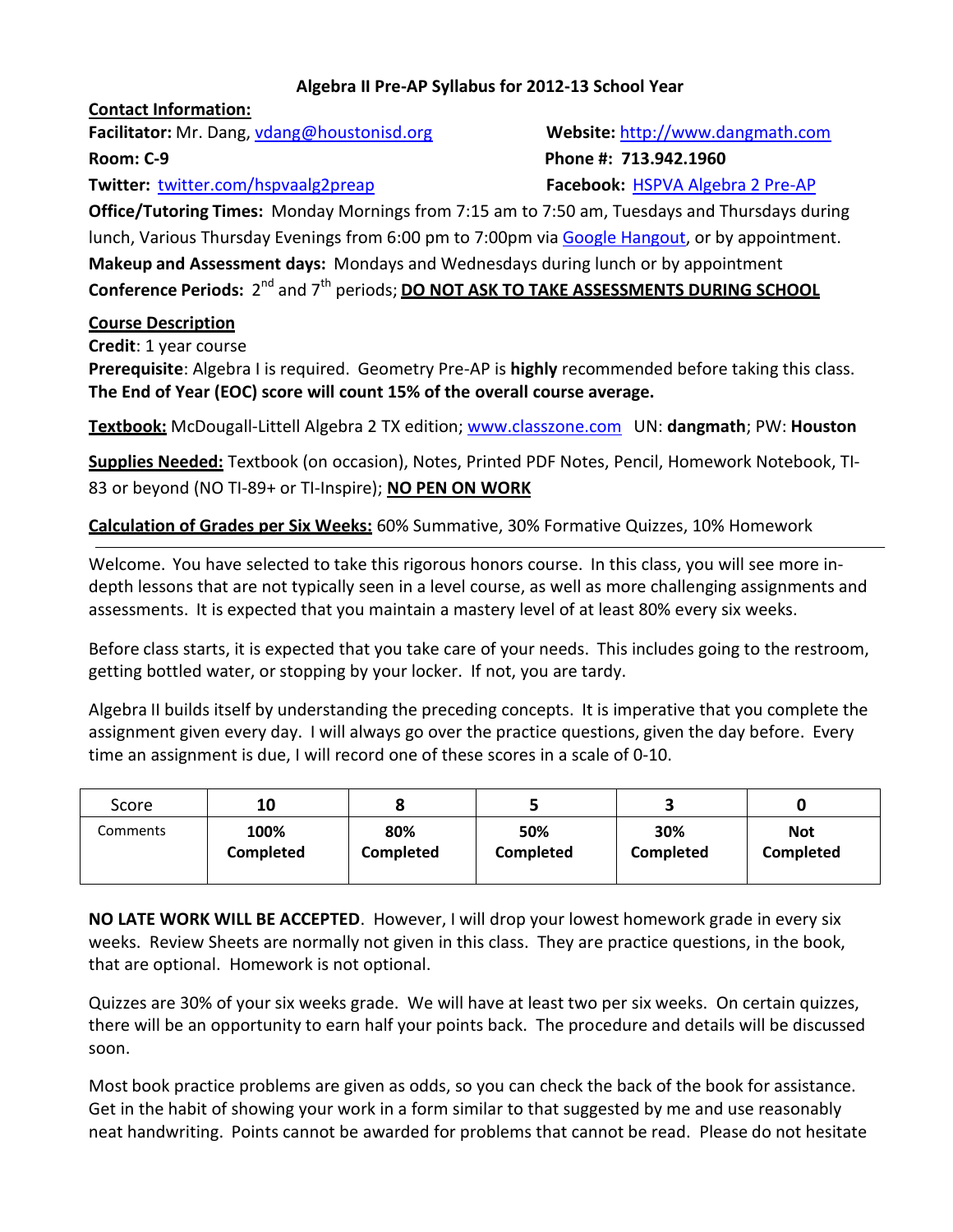# Algebra II Pre-AP Syllabus for 2012-13 School Year

**Contact Information:**

**Facilitator:** Mr. Dang, vdang@houstonisd.org

**Website:** http://www.dangmath.com

**Room: C-9**

**Phone #: 713.942.1960**

**Twitter:** twitter.com/hspvaalg2preap

**Facebook:** HSPVA Algebra 2 Pre-AP

**Office/Tutoring Times:** Monday Mornings from 7:15 am to 7:50 am, Tuesdays and Thursdays during lunch, Various Thursday Evenings from 6:00 pm to 7:00pm via Google Hangout, or by appointment.

**Makeup and Assessment days:** Mondays and Wednesdays during lunch or by appointment

**Conference Periods:** 2nd and 7th periods; **DO NOT ASK TO TAKE ASSESSMENTS DURING SCHOOL**

**Course Description**

**Credit**: 1 year course

**Prerequisite**: Algebra I is required. Geometry Pre-AP is **highly** recommended before taking this class. **The End of Year (EOC) score will count 15% of the overall course average.**

**Textbook:** McDougall-Littell Algebra 2 TX edition; www.classzone.com UN: **dangmath**; PW: **Houston**

**Supplies Needed:** Textbook (on occasion), Notes, Printed PDF Notes, Pencil, Homework Notebook, TI-83 or beyond (NO TI-89+ or TI-Inspire); **NO PEN ON WORK**

**Calculation of Grades per Six Weeks:** 60% Summative, 30% Formative Quizzes, 10% Homework

---

Welcome. You have selected to take this rigorous honors course. In this class, you will see more in-depth lessons that are not typically seen in a level course, as well as more challenging assignments and assessments. It is expected that you maintain a mastery level of at least 80% every six weeks.

Before class starts, it is expected that you take care of your needs. This includes going to the restroom, getting bottled water, or stopping by your locker. If not, you are tardy.

Algebra II builds itself by understanding the preceding concepts. It is imperative that you complete the assignment given every day. I will always go over the practice questions, given the day before. Every time an assignment is due, I will record one of these scores in a scale of 0-10.

| Score | 10 | 8 | 5 | 3 | 0 |
|---|---|---|---|---|---|
| Comments | **100% Completed** | **80% Completed** | **50% Completed** | **30% Completed** | **Not Completed** |

**NO LATE WORK WILL BE ACCEPTED**. However, I will drop your lowest homework grade in every six weeks. Review Sheets are normally not given in this class. They are practice questions, in the book, that are optional. Homework is not optional.

Quizzes are 30% of your six weeks grade. We will have at least two per six weeks. On certain quizzes, there will be an opportunity to earn half your points back. The procedure and details will be discussed soon.

Most book practice problems are given as odds, so you can check the back of the book for assistance. Get in the habit of showing your work in a form similar to that suggested by me and use reasonably neat handwriting. Points cannot be awarded for problems that cannot be read. Please do not hesitate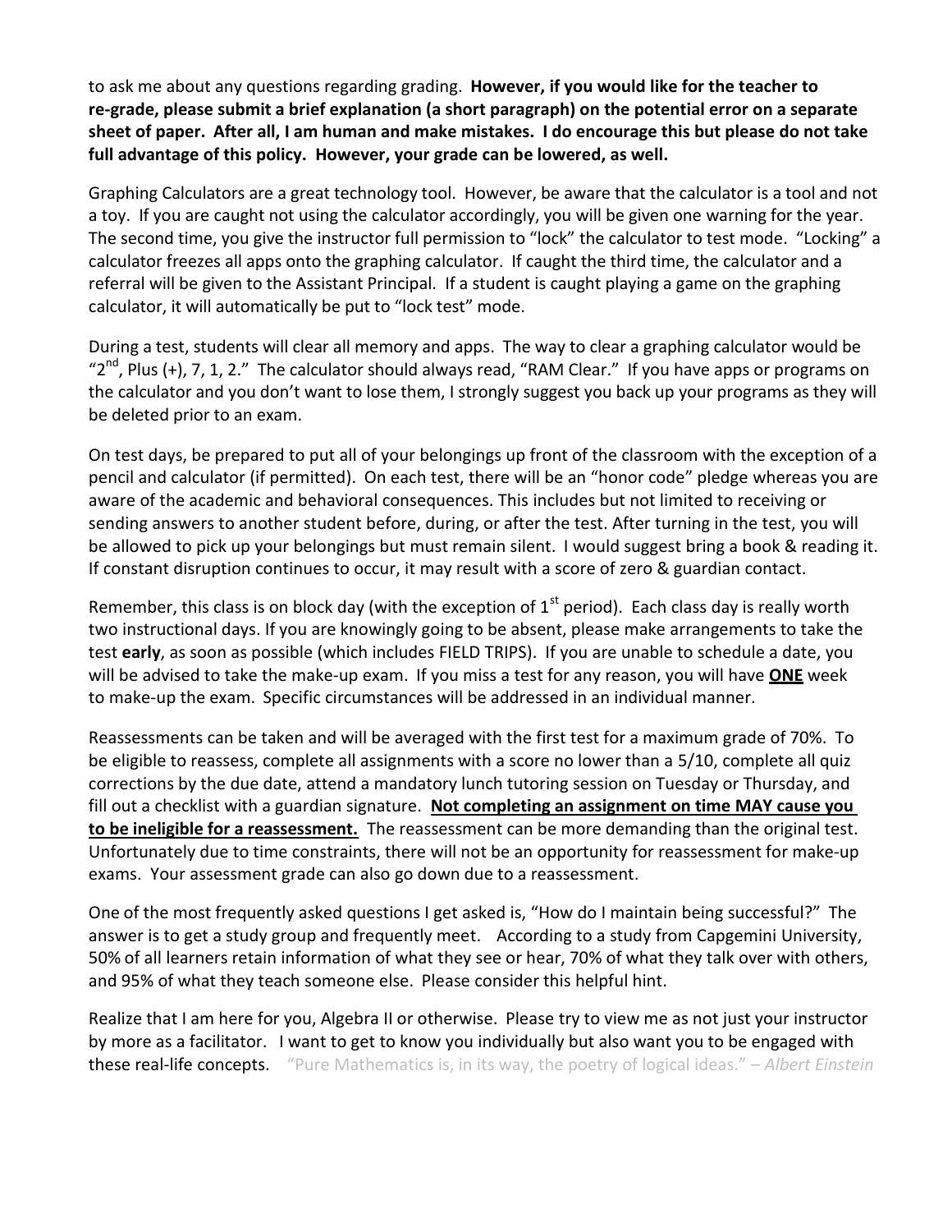to ask me about any questions regarding grading. **However, if you would like for the teacher to re-grade, please submit a brief explanation (a short paragraph) on the potential error on a separate sheet of paper. After all, I am human and make mistakes. I do encourage this but please do not take full advantage of this policy. However, your grade can be lowered, as well.**

Graphing Calculators are a great technology tool. However, be aware that the calculator is a tool and not a toy. If you are caught not using the calculator accordingly, you will be given one warning for the year. The second time, you give the instructor full permission to "lock" the calculator to test mode. "Locking" a calculator freezes all apps onto the graphing calculator. If caught the third time, the calculator and a referral will be given to the Assistant Principal. If a student is caught playing a game on the graphing calculator, it will automatically be put to "lock test" mode.

During a test, students will clear all memory and apps. The way to clear a graphing calculator would be "2nd, Plus (+), 7, 1, 2." The calculator should always read, "RAM Clear." If you have apps or programs on the calculator and you don't want to lose them, I strongly suggest you back up your programs as they will be deleted prior to an exam.

On test days, be prepared to put all of your belongings up front of the classroom with the exception of a pencil and calculator (if permitted). On each test, there will be an "honor code" pledge whereas you are aware of the academic and behavioral consequences. This includes but not limited to receiving or sending answers to another student before, during, or after the test. After turning in the test, you will be allowed to pick up your belongings but must remain silent. I would suggest bring a book & reading it. If constant disruption continues to occur, it may result with a score of zero & guardian contact.

Remember, this class is on block day (with the exception of 1st period). Each class day is really worth two instructional days. If you are knowingly going to be absent, please make arrangements to take the test **early**, as soon as possible (which includes FIELD TRIPS). If you are unable to schedule a date, you will be advised to take the make-up exam. If you miss a test for any reason, you will have <u>**ONE**</u> week to make-up the exam. Specific circumstances will be addressed in an individual manner.

Reassessments can be taken and will be averaged with the first test for a maximum grade of 70%. To be eligible to reassess, complete all assignments with a score no lower than a 5/10, complete all quiz corrections by the due date, attend a mandatory lunch tutoring session on Tuesday or Thursday, and fill out a checklist with a guardian signature. <u>**Not completing an assignment on time MAY cause you to be ineligible for a reassessment.**</u> The reassessment can be more demanding than the original test. Unfortunately due to time constraints, there will not be an opportunity for reassessment for make-up exams. Your assessment grade can also go down due to a reassessment.

One of the most frequently asked questions I get asked is, "How do I maintain being successful?" The answer is to get a study group and frequently meet. According to a study from Capgemini University, 50% of all learners retain information of what they see or hear, 70% of what they talk over with others, and 95% of what they teach someone else. Please consider this helpful hint.

Realize that I am here for you, Algebra II or otherwise. Please try to view me as not just your instructor by more as a facilitator. I want to get to know you individually but also want you to be engaged with these real-life concepts. "Pure Mathematics is, in its way, the poetry of logical ideas." – *Albert Einstein*